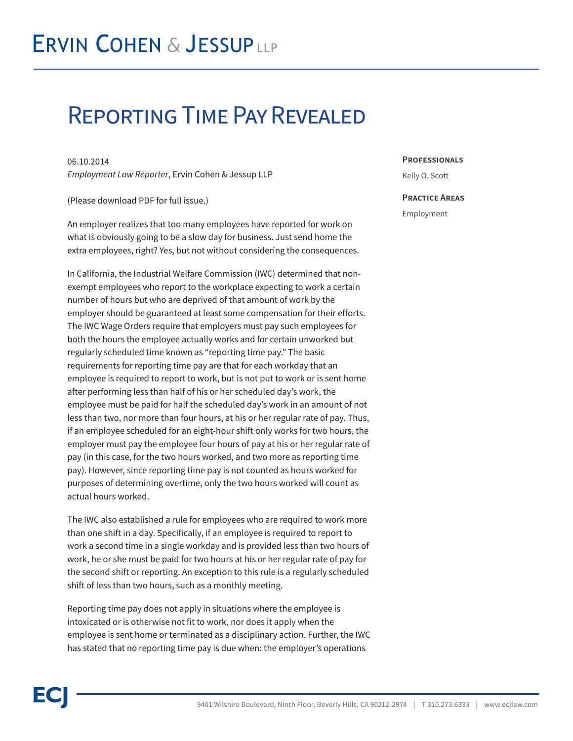# Ervin Cohen & Jessup LLP

## Reporting Time Pay Revealed

06.10.2014
*Employment Law Reporter*, Ervin Cohen & Jessup LLP

**Professionals**

Kelly O. Scott

**Practice Areas**

Employment

(Please download PDF for full issue.)

An employer realizes that too many employees have reported for work on what is obviously going to be a slow day for business. Just send home the extra employees, right? Yes, but not without considering the consequences.

In California, the Industrial Welfare Commission (IWC) determined that non-exempt employees who report to the workplace expecting to work a certain number of hours but who are deprived of that amount of work by the employer should be guaranteed at least some compensation for their efforts. The IWC Wage Orders require that employers must pay such employees for both the hours the employee actually works and for certain unworked but regularly scheduled time known as "reporting time pay." The basic requirements for reporting time pay are that for each workday that an employee is required to report to work, but is not put to work or is sent home after performing less than half of his or her scheduled day's work, the employee must be paid for half the scheduled day's work in an amount of not less than two, nor more than four hours, at his or her regular rate of pay. Thus, if an employee scheduled for an eight-hour shift only works for two hours, the employer must pay the employee four hours of pay at his or her regular rate of pay (in this case, for the two hours worked, and two more as reporting time pay). However, since reporting time pay is not counted as hours worked for purposes of determining overtime, only the two hours worked will count as actual hours worked.

The IWC also established a rule for employees who are required to work more than one shift in a day. Specifically, if an employee is required to report to work a second time in a single workday and is provided less than two hours of work, he or she must be paid for two hours at his or her regular rate of pay for the second shift or reporting. An exception to this rule is a regularly scheduled shift of less than two hours, such as a monthly meeting.

Reporting time pay does not apply in situations where the employee is intoxicated or is otherwise not fit to work, nor does it apply when the employee is sent home or terminated as a disciplinary action. Further, the IWC has stated that no reporting time pay is due when: the employer's operations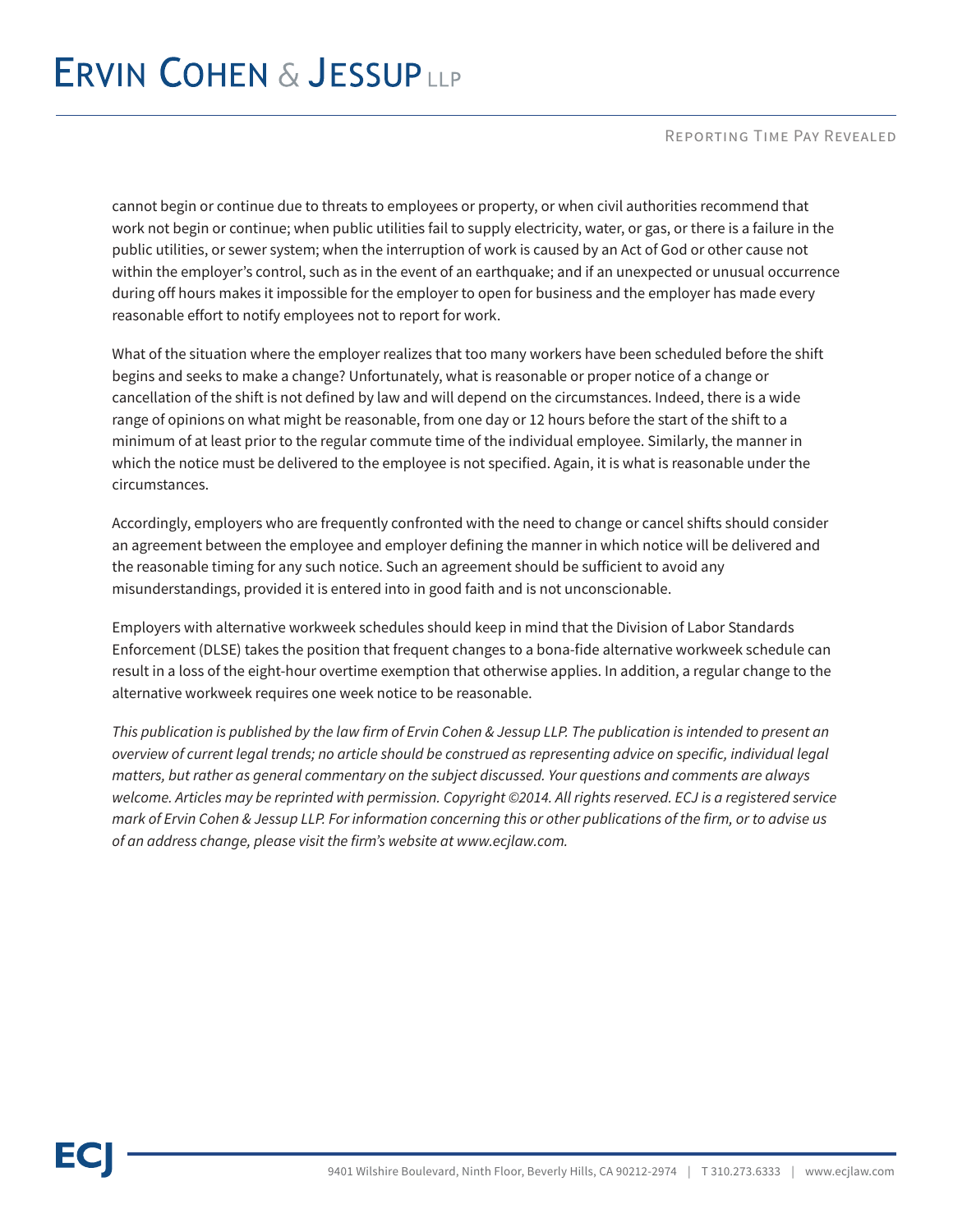cannot begin or continue due to threats to employees or property, or when civil authorities recommend that work not begin or continue; when public utilities fail to supply electricity, water, or gas, or there is a failure in the public utilities, or sewer system; when the interruption of work is caused by an Act of God or other cause not within the employer's control, such as in the event of an earthquake; and if an unexpected or unusual occurrence during off hours makes it impossible for the employer to open for business and the employer has made every reasonable effort to notify employees not to report for work.

What of the situation where the employer realizes that too many workers have been scheduled before the shift begins and seeks to make a change? Unfortunately, what is reasonable or proper notice of a change or cancellation of the shift is not defined by law and will depend on the circumstances. Indeed, there is a wide range of opinions on what might be reasonable, from one day or 12 hours before the start of the shift to a minimum of at least prior to the regular commute time of the individual employee. Similarly, the manner in which the notice must be delivered to the employee is not specified. Again, it is what is reasonable under the circumstances.

Accordingly, employers who are frequently confronted with the need to change or cancel shifts should consider an agreement between the employee and employer defining the manner in which notice will be delivered and the reasonable timing for any such notice. Such an agreement should be sufficient to avoid any misunderstandings, provided it is entered into in good faith and is not unconscionable.

Employers with alternative workweek schedules should keep in mind that the Division of Labor Standards Enforcement (DLSE) takes the position that frequent changes to a bona-fide alternative workweek schedule can result in a loss of the eight-hour overtime exemption that otherwise applies. In addition, a regular change to the alternative workweek requires one week notice to be reasonable.

*This publication is published by the law firm of Ervin Cohen & Jessup LLP. The publication is intended to present an overview of current legal trends; no article should be construed as representing advice on specific, individual legal matters, but rather as general commentary on the subject discussed. Your questions and comments are always welcome. Articles may be reprinted with permission. Copyright ©2014. All rights reserved. ECJ is a registered service mark of Ervin Cohen & Jessup LLP. For information concerning this or other publications of the firm, or to advise us of an address change, please visit the firm's website at www.ecjlaw.com.*